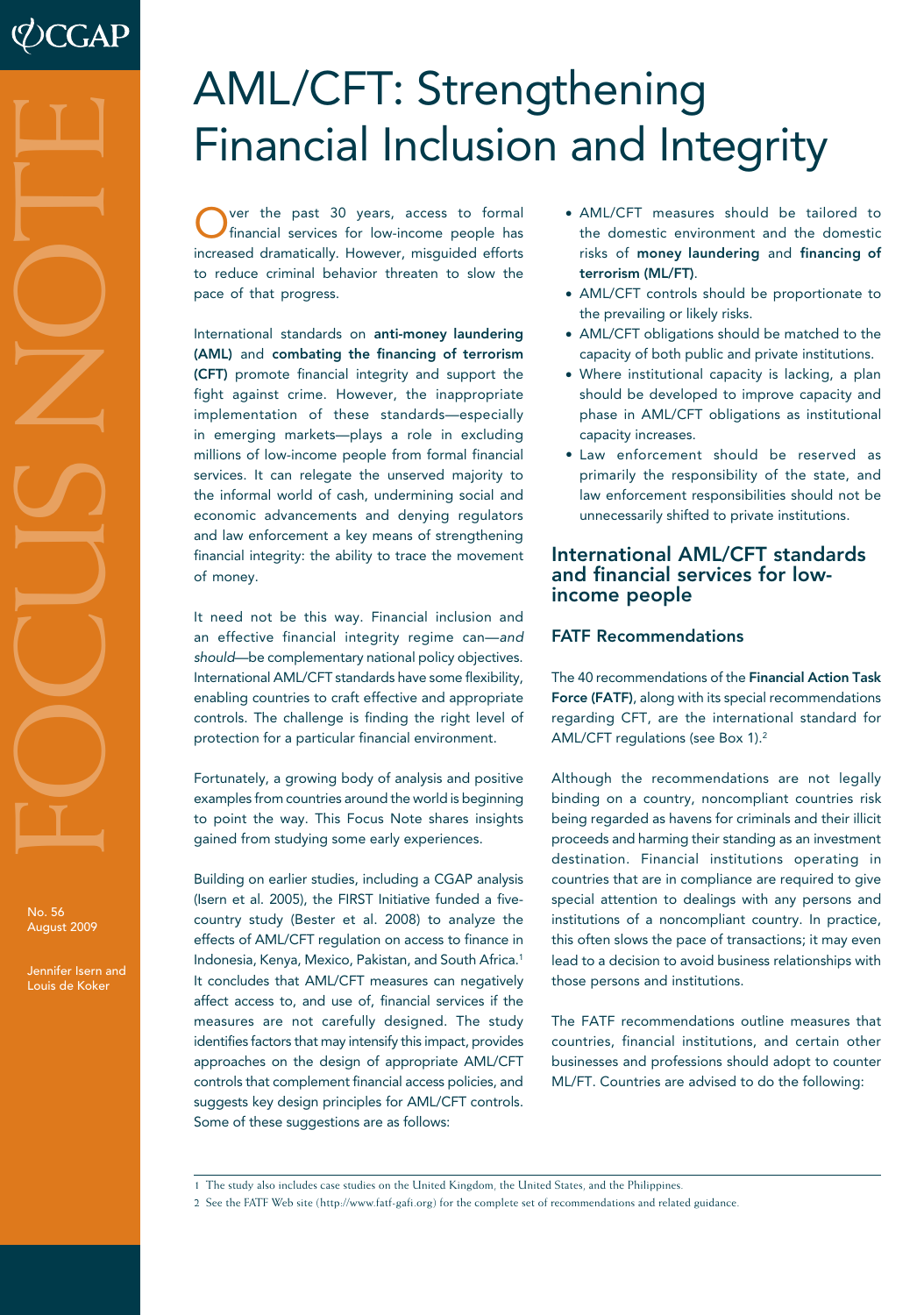# AML/CFT: Strengthening Financial Inclusion and Integrity

No. 56
August 2009

Jennifer Isern and Louis de Koker

Over the past 30 years, access to formal financial services for low-income people has increased dramatically. However, misguided efforts to reduce criminal behavior threaten to slow the pace of that progress.

International standards on **anti-money laundering (AML)** and **combating the financing of terrorism (CFT)** promote financial integrity and support the fight against crime. However, the inappropriate implementation of these standards—especially in emerging markets—plays a role in excluding millions of low-income people from formal financial services. It can relegate the unserved majority to the informal world of cash, undermining social and economic advancements and denying regulators and law enforcement a key means of strengthening financial integrity: the ability to trace the movement of money.

It need not be this way. Financial inclusion and an effective financial integrity regime can—*and should*—be complementary national policy objectives. International AML/CFT standards have some flexibility, enabling countries to craft effective and appropriate controls. The challenge is finding the right level of protection for a particular financial environment.

Fortunately, a growing body of analysis and positive examples from countries around the world is beginning to point the way. This Focus Note shares insights gained from studying some early experiences.

Building on earlier studies, including a CGAP analysis (Isern et al. 2005), the FIRST Initiative funded a five-country study (Bester et al. 2008) to analyze the effects of AML/CFT regulation on access to finance in Indonesia, Kenya, Mexico, Pakistan, and South Africa.[1] It concludes that AML/CFT measures can negatively affect access to, and use of, financial services if the measures are not carefully designed. The study identifies factors that may intensify this impact, provides approaches on the design of appropriate AML/CFT controls that complement financial access policies, and suggests key design principles for AML/CFT controls. Some of these suggestions are as follows:

- AML/CFT measures should be tailored to the domestic environment and the domestic risks of **money laundering** and **financing of terrorism (ML/FT)**.
- AML/CFT controls should be proportionate to the prevailing or likely risks.
- AML/CFT obligations should be matched to the capacity of both public and private institutions.
- Where institutional capacity is lacking, a plan should be developed to improve capacity and phase in AML/CFT obligations as institutional capacity increases.
- Law enforcement should be reserved as primarily the responsibility of the state, and law enforcement responsibilities should not be unnecessarily shifted to private institutions.

## International AML/CFT standards and financial services for low-income people

### FATF Recommendations

The 40 recommendations of the **Financial Action Task Force (FATF)**, along with its special recommendations regarding CFT, are the international standard for AML/CFT regulations (see Box 1).[2]

Although the recommendations are not legally binding on a country, noncompliant countries risk being regarded as havens for criminals and their illicit proceeds and harming their standing as an investment destination. Financial institutions operating in countries that are in compliance are required to give special attention to dealings with any persons and institutions of a noncompliant country. In practice, this often slows the pace of transactions; it may even lead to a decision to avoid business relationships with those persons and institutions.

The FATF recommendations outline measures that countries, financial institutions, and certain other businesses and professions should adopt to counter ML/FT. Countries are advised to do the following:

---

1 The study also includes case studies on the United Kingdom, the United States, and the Philippines.

2 See the FATF Web site (http://www.fatf-gafi.org) for the complete set of recommendations and related guidance.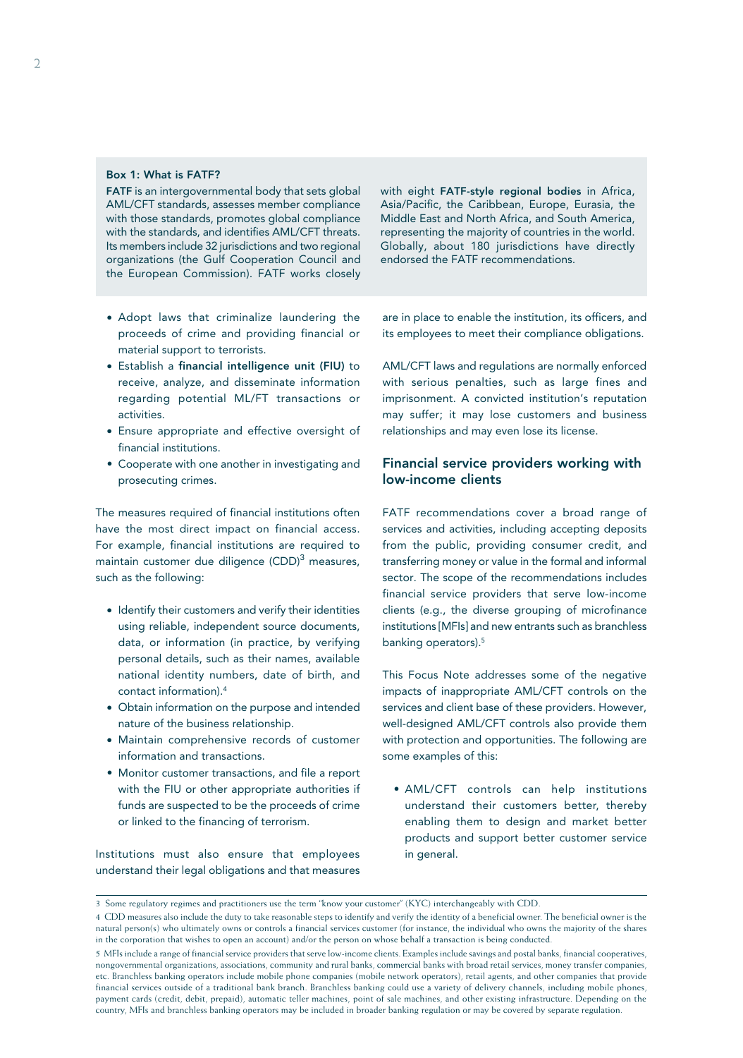### Box 1: What is FATF?

**FATF** is an intergovernmental body that sets global AML/CFT standards, assesses member compliance with those standards, promotes global compliance with the standards, and identifies AML/CFT threats. Its members include 32 jurisdictions and two regional organizations (the Gulf Cooperation Council and the European Commission). FATF works closely with eight **FATF-style regional bodies** in Africa, Asia/Pacific, the Caribbean, Europe, Eurasia, the Middle East and North Africa, and South America, representing the majority of countries in the world. Globally, about 180 jurisdictions have directly endorsed the FATF recommendations.

- Adopt laws that criminalize laundering the proceeds of crime and providing financial or material support to terrorists.
- Establish a **financial intelligence unit (FIU)** to receive, analyze, and disseminate information regarding potential ML/FT transactions or activities.
- Ensure appropriate and effective oversight of financial institutions.
- Cooperate with one another in investigating and prosecuting crimes.

The measures required of financial institutions often have the most direct impact on financial access. For example, financial institutions are required to maintain customer due diligence (CDD)[3] measures, such as the following:

- Identify their customers and verify their identities using reliable, independent source documents, data, or information (in practice, by verifying personal details, such as their names, available national identity numbers, date of birth, and contact information).[4]
- Obtain information on the purpose and intended nature of the business relationship.
- Maintain comprehensive records of customer information and transactions.
- Monitor customer transactions, and file a report with the FIU or other appropriate authorities if funds are suspected to be the proceeds of crime or linked to the financing of terrorism.

Institutions must also ensure that employees understand their legal obligations and that measures are in place to enable the institution, its officers, and its employees to meet their compliance obligations.

AML/CFT laws and regulations are normally enforced with serious penalties, such as large fines and imprisonment. A convicted institution's reputation may suffer; it may lose customers and business relationships and may even lose its license.

## Financial service providers working with low-income clients

FATF recommendations cover a broad range of services and activities, including accepting deposits from the public, providing consumer credit, and transferring money or value in the formal and informal sector. The scope of the recommendations includes financial service providers that serve low-income clients (e.g., the diverse grouping of microfinance institutions [MFIs] and new entrants such as branchless banking operators).[5]

This Focus Note addresses some of the negative impacts of inappropriate AML/CFT controls on the services and client base of these providers. However, well-designed AML/CFT controls also provide them with protection and opportunities. The following are some examples of this:

- AML/CFT controls can help institutions understand their customers better, thereby enabling them to design and market better products and support better customer service in general.

---

3 Some regulatory regimes and practitioners use the term "know your customer" (KYC) interchangeably with CDD.

4 CDD measures also include the duty to take reasonable steps to identify and verify the identity of a beneficial owner. The beneficial owner is the natural person(s) who ultimately owns or controls a financial services customer (for instance, the individual who owns the majority of the shares in the corporation that wishes to open an account) and/or the person on whose behalf a transaction is being conducted.

5 MFIs include a range of financial service providers that serve low-income clients. Examples include savings and postal banks, financial cooperatives, nongovernmental organizations, associations, community and rural banks, commercial banks with broad retail services, money transfer companies, etc. Branchless banking operators include mobile phone companies (mobile network operators), retail agents, and other companies that provide financial services outside of a traditional bank branch. Branchless banking could use a variety of delivery channels, including mobile phones, payment cards (credit, debit, prepaid), automatic teller machines, point of sale machines, and other existing infrastructure. Depending on the country, MFIs and branchless banking operators may be included in broader banking regulation or may be covered by separate regulation.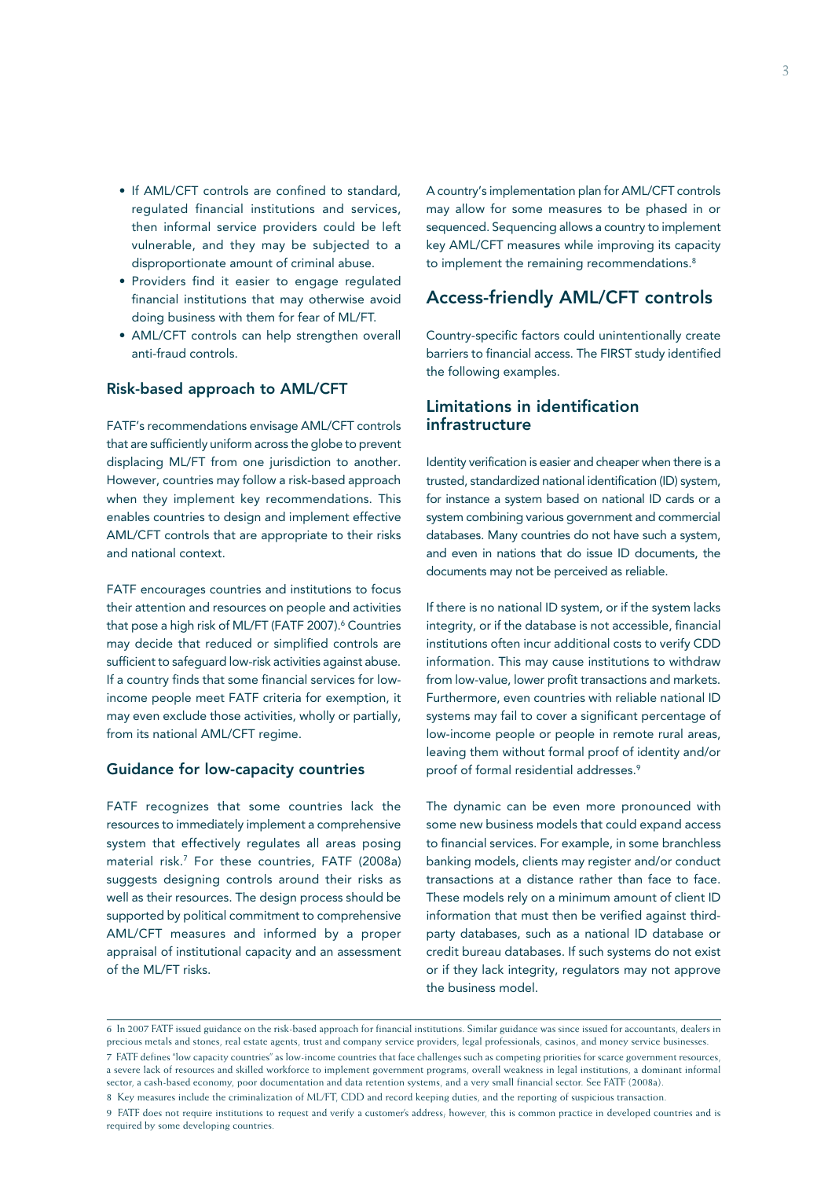- If AML/CFT controls are confined to standard, regulated financial institutions and services, then informal service providers could be left vulnerable, and they may be subjected to a disproportionate amount of criminal abuse.
- Providers find it easier to engage regulated financial institutions that may otherwise avoid doing business with them for fear of ML/FT.
- AML/CFT controls can help strengthen overall anti-fraud controls.

### Risk-based approach to AML/CFT

FATF's recommendations envisage AML/CFT controls that are sufficiently uniform across the globe to prevent displacing ML/FT from one jurisdiction to another. However, countries may follow a risk-based approach when they implement key recommendations. This enables countries to design and implement effective AML/CFT controls that are appropriate to their risks and national context.

FATF encourages countries and institutions to focus their attention and resources on people and activities that pose a high risk of ML/FT (FATF 2007).[6] Countries may decide that reduced or simplified controls are sufficient to safeguard low-risk activities against abuse. If a country finds that some financial services for low-income people meet FATF criteria for exemption, it may even exclude those activities, wholly or partially, from its national AML/CFT regime.

### Guidance for low-capacity countries

FATF recognizes that some countries lack the resources to immediately implement a comprehensive system that effectively regulates all areas posing material risk.[7] For these countries, FATF (2008a) suggests designing controls around their risks as well as their resources. The design process should be supported by political commitment to comprehensive AML/CFT measures and informed by a proper appraisal of institutional capacity and an assessment of the ML/FT risks.

A country's implementation plan for AML/CFT controls may allow for some measures to be phased in or sequenced. Sequencing allows a country to implement key AML/CFT measures while improving its capacity to implement the remaining recommendations.[8]

## Access-friendly AML/CFT controls

Country-specific factors could unintentionally create barriers to financial access. The FIRST study identified the following examples.

### Limitations in identification infrastructure

Identity verification is easier and cheaper when there is a trusted, standardized national identification (ID) system, for instance a system based on national ID cards or a system combining various government and commercial databases. Many countries do not have such a system, and even in nations that do issue ID documents, the documents may not be perceived as reliable.

If there is no national ID system, or if the system lacks integrity, or if the database is not accessible, financial institutions often incur additional costs to verify CDD information. This may cause institutions to withdraw from low-value, lower profit transactions and markets. Furthermore, even countries with reliable national ID systems may fail to cover a significant percentage of low-income people or people in remote rural areas, leaving them without formal proof of identity and/or proof of formal residential addresses.[9]

The dynamic can be even more pronounced with some new business models that could expand access to financial services. For example, in some branchless banking models, clients may register and/or conduct transactions at a distance rather than face to face. These models rely on a minimum amount of client ID information that must then be verified against third-party databases, such as a national ID database or credit bureau databases. If such systems do not exist or if they lack integrity, regulators may not approve the business model.

---

6 In 2007 FATF issued guidance on the risk-based approach for financial institutions. Similar guidance was since issued for accountants, dealers in precious metals and stones, real estate agents, trust and company service providers, legal professionals, casinos, and money service businesses.

7 FATF defines "low capacity countries" as low-income countries that face challenges such as competing priorities for scarce government resources, a severe lack of resources and skilled workforce to implement government programs, overall weakness in legal institutions, a dominant informal sector, a cash-based economy, poor documentation and data retention systems, and a very small financial sector. See FATF (2008a).

8 Key measures include the criminalization of ML/FT, CDD and record keeping duties, and the reporting of suspicious transaction.

9 FATF does not require institutions to request and verify a customer's address; however, this is common practice in developed countries and is required by some developing countries.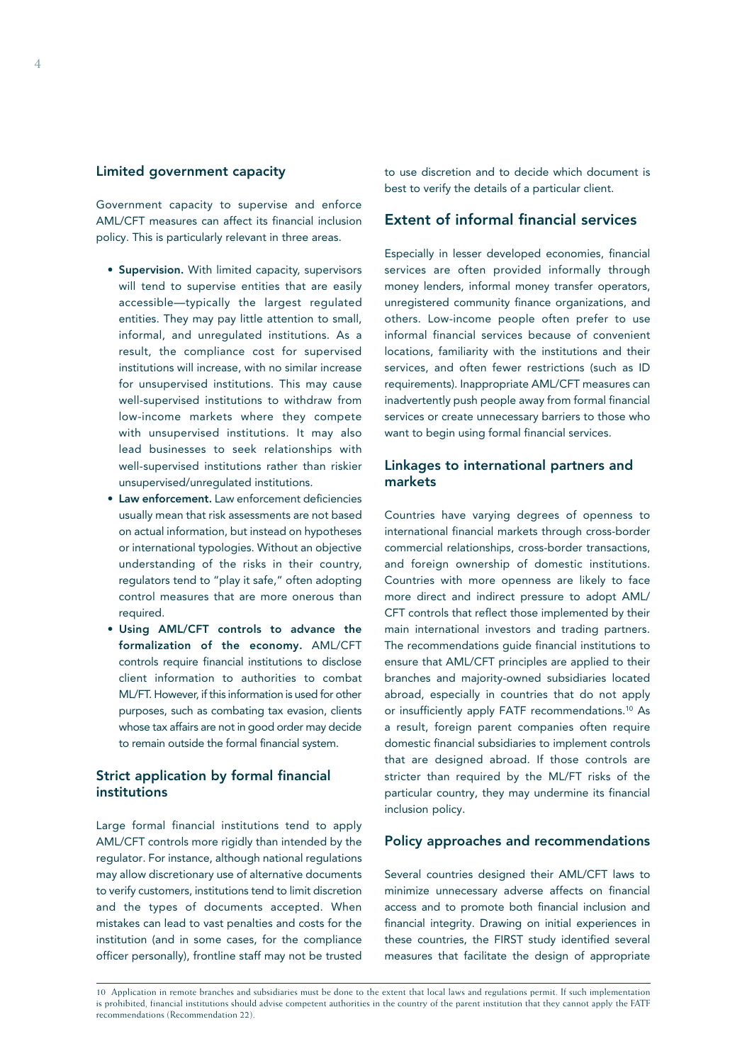## Limited government capacity

Government capacity to supervise and enforce AML/CFT measures can affect its financial inclusion policy. This is particularly relevant in three areas.

- **Supervision.** With limited capacity, supervisors will tend to supervise entities that are easily accessible—typically the largest regulated entities. They may pay little attention to small, informal, and unregulated institutions. As a result, the compliance cost for supervised institutions will increase, with no similar increase for unsupervised institutions. This may cause well-supervised institutions to withdraw from low-income markets where they compete with unsupervised institutions. It may also lead businesses to seek relationships with well-supervised institutions rather than riskier unsupervised/unregulated institutions.
- **Law enforcement.** Law enforcement deficiencies usually mean that risk assessments are not based on actual information, but instead on hypotheses or international typologies. Without an objective understanding of the risks in their country, regulators tend to "play it safe," often adopting control measures that are more onerous than required.
- **Using AML/CFT controls to advance the formalization of the economy.** AML/CFT controls require financial institutions to disclose client information to authorities to combat ML/FT. However, if this information is used for other purposes, such as combating tax evasion, clients whose tax affairs are not in good order may decide to remain outside the formal financial system.

## Strict application by formal financial institutions

Large formal financial institutions tend to apply AML/CFT controls more rigidly than intended by the regulator. For instance, although national regulations may allow discretionary use of alternative documents to verify customers, institutions tend to limit discretion and the types of documents accepted. When mistakes can lead to vast penalties and costs for the institution (and in some cases, for the compliance officer personally), frontline staff may not be trusted to use discretion and to decide which document is best to verify the details of a particular client.

## Extent of informal financial services

Especially in lesser developed economies, financial services are often provided informally through money lenders, informal money transfer operators, unregistered community finance organizations, and others. Low-income people often prefer to use informal financial services because of convenient locations, familiarity with the institutions and their services, and often fewer restrictions (such as ID requirements). Inappropriate AML/CFT measures can inadvertently push people away from formal financial services or create unnecessary barriers to those who want to begin using formal financial services.

## Linkages to international partners and markets

Countries have varying degrees of openness to international financial markets through cross-border commercial relationships, cross-border transactions, and foreign ownership of domestic institutions. Countries with more openness are likely to face more direct and indirect pressure to adopt AML/CFT controls that reflect those implemented by their main international investors and trading partners. The recommendations guide financial institutions to ensure that AML/CFT principles are applied to their branches and majority-owned subsidiaries located abroad, especially in countries that do not apply or insufficiently apply FATF recommendations.[10] As a result, foreign parent companies often require domestic financial subsidiaries to implement controls that are designed abroad. If those controls are stricter than required by the ML/FT risks of the particular country, they may undermine its financial inclusion policy.

## Policy approaches and recommendations

Several countries designed their AML/CFT laws to minimize unnecessary adverse affects on financial access and to promote both financial inclusion and financial integrity. Drawing on initial experiences in these countries, the FIRST study identified several measures that facilitate the design of appropriate

---

10 Application in remote branches and subsidiaries must be done to the extent that local laws and regulations permit. If such implementation is prohibited, financial institutions should advise competent authorities in the country of the parent institution that they cannot apply the FATF recommendations (Recommendation 22).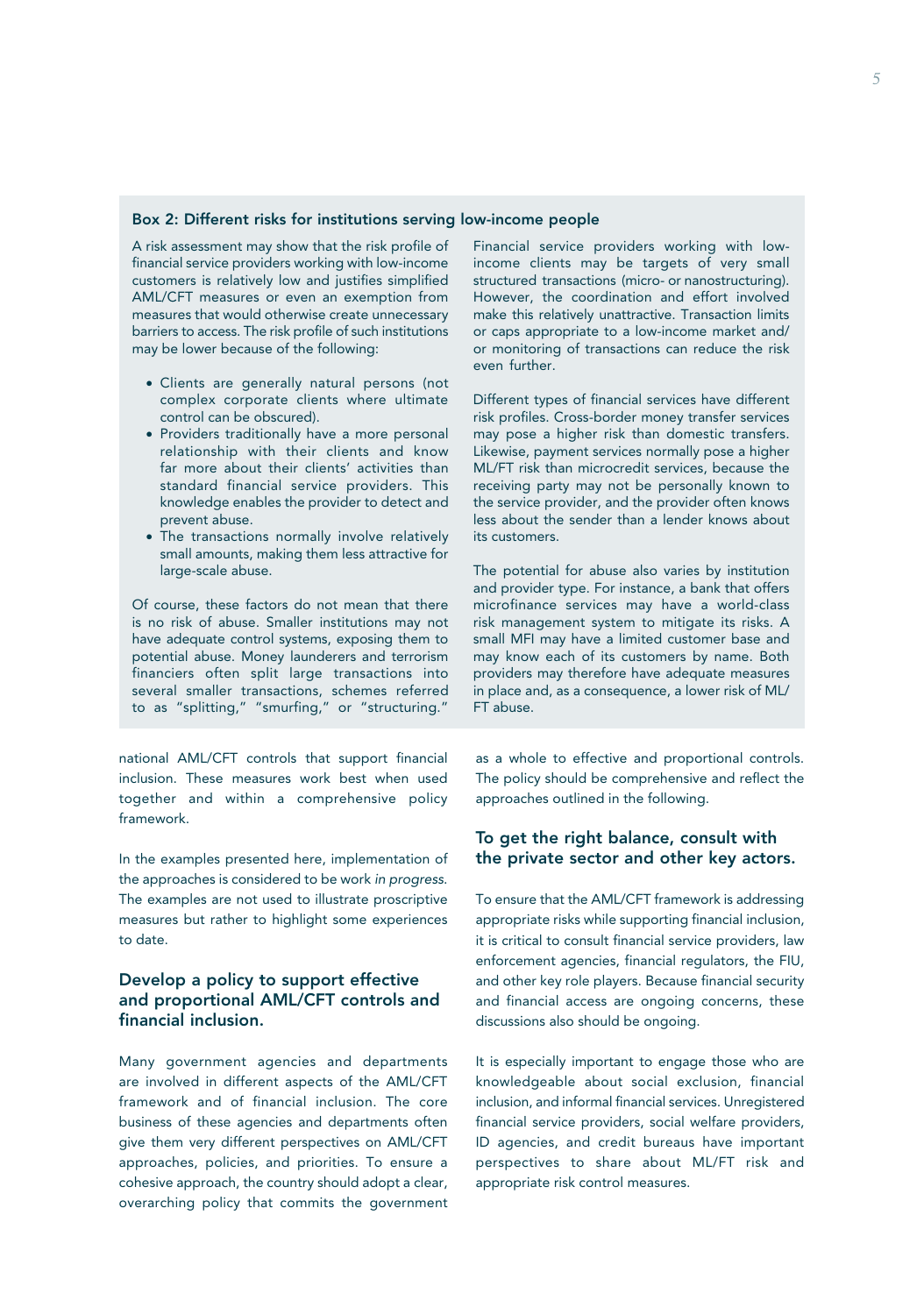### Box 2: Different risks for institutions serving low-income people

A risk assessment may show that the risk profile of financial service providers working with low-income customers is relatively low and justifies simplified AML/CFT measures or even an exemption from measures that would otherwise create unnecessary barriers to access. The risk profile of such institutions may be lower because of the following:

- Clients are generally natural persons (not complex corporate clients where ultimate control can be obscured).
- Providers traditionally have a more personal relationship with their clients and know far more about their clients' activities than standard financial service providers. This knowledge enables the provider to detect and prevent abuse.
- The transactions normally involve relatively small amounts, making them less attractive for large-scale abuse.

Of course, these factors do not mean that there is no risk of abuse. Smaller institutions may not have adequate control systems, exposing them to potential abuse. Money launderers and terrorism financiers often split large transactions into several smaller transactions, schemes referred to as "splitting," "smurfing," or "structuring." Financial service providers working with low-income clients may be targets of very small structured transactions (micro- or nanostructuring). However, the coordination and effort involved make this relatively unattractive. Transaction limits or caps appropriate to a low-income market and/or monitoring of transactions can reduce the risk even further.

Different types of financial services have different risk profiles. Cross-border money transfer services may pose a higher risk than domestic transfers. Likewise, payment services normally pose a higher ML/FT risk than microcredit services, because the receiving party may not be personally known to the service provider, and the provider often knows less about the sender than a lender knows about its customers.

The potential for abuse also varies by institution and provider type. For instance, a bank that offers microfinance services may have a world-class risk management system to mitigate its risks. A small MFI may have a limited customer base and may know each of its customers by name. Both providers may therefore have adequate measures in place and, as a consequence, a lower risk of ML/FT abuse.

national AML/CFT controls that support financial inclusion. These measures work best when used together and within a comprehensive policy framework.

In the examples presented here, implementation of the approaches is considered to be work *in progress*. The examples are not used to illustrate proscriptive measures but rather to highlight some experiences to date.

## Develop a policy to support effective and proportional AML/CFT controls and financial inclusion.

Many government agencies and departments are involved in different aspects of the AML/CFT framework and of financial inclusion. The core business of these agencies and departments often give them very different perspectives on AML/CFT approaches, policies, and priorities. To ensure a cohesive approach, the country should adopt a clear, overarching policy that commits the government as a whole to effective and proportional controls. The policy should be comprehensive and reflect the approaches outlined in the following.

## To get the right balance, consult with the private sector and other key actors.

To ensure that the AML/CFT framework is addressing appropriate risks while supporting financial inclusion, it is critical to consult financial service providers, law enforcement agencies, financial regulators, the FIU, and other key role players. Because financial security and financial access are ongoing concerns, these discussions also should be ongoing.

It is especially important to engage those who are knowledgeable about social exclusion, financial inclusion, and informal financial services. Unregistered financial service providers, social welfare providers, ID agencies, and credit bureaus have important perspectives to share about ML/FT risk and appropriate risk control measures.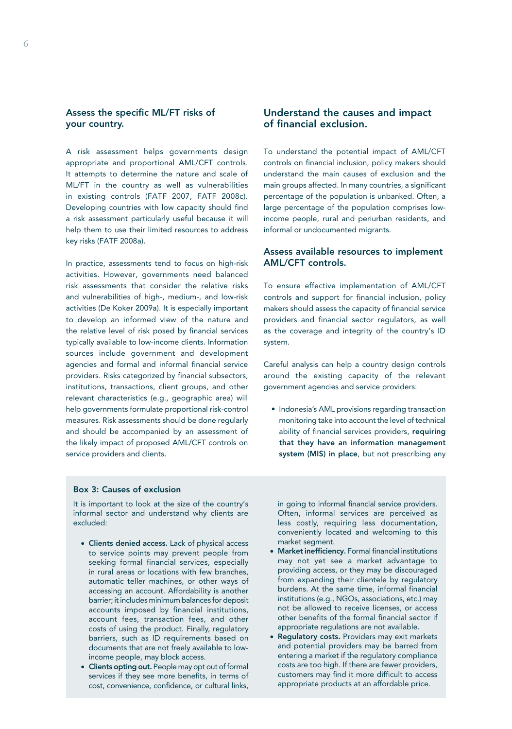## Assess the specific ML/FT risks of your country.

A risk assessment helps governments design appropriate and proportional AML/CFT controls. It attempts to determine the nature and scale of ML/FT in the country as well as vulnerabilities in existing controls (FATF 2007, FATF 2008c). Developing countries with low capacity should find a risk assessment particularly useful because it will help them to use their limited resources to address key risks (FATF 2008a).

In practice, assessments tend to focus on high-risk activities. However, governments need balanced risk assessments that consider the relative risks and vulnerabilities of high-, medium-, and low-risk activities (De Koker 2009a). It is especially important to develop an informed view of the nature and the relative level of risk posed by financial services typically available to low-income clients. Information sources include government and development agencies and formal and informal financial service providers. Risks categorized by financial subsectors, institutions, transactions, client groups, and other relevant characteristics (e.g., geographic area) will help governments formulate proportional risk-control measures. Risk assessments should be done regularly and should be accompanied by an assessment of the likely impact of proposed AML/CFT controls on service providers and clients.

## Understand the causes and impact of financial exclusion.

To understand the potential impact of AML/CFT controls on financial inclusion, policy makers should understand the main causes of exclusion and the main groups affected. In many countries, a significant percentage of the population is unbanked. Often, a large percentage of the population comprises low-income people, rural and periurban residents, and informal or undocumented migrants.

## Assess available resources to implement AML/CFT controls.

To ensure effective implementation of AML/CFT controls and support for financial inclusion, policy makers should assess the capacity of financial service providers and financial sector regulators, as well as the coverage and integrity of the country's ID system.

Careful analysis can help a country design controls around the existing capacity of the relevant government agencies and service providers:

- Indonesia's AML provisions regarding transaction monitoring take into account the level of technical ability of financial services providers, **requiring that they have an information management system (MIS) in place**, but not prescribing any

### Box 3: Causes of exclusion

It is important to look at the size of the country's informal sector and understand why clients are excluded:

- **Clients denied access.** Lack of physical access to service points may prevent people from seeking formal financial services, especially in rural areas or locations with few branches, automatic teller machines, or other ways of accessing an account. Affordability is another barrier; it includes minimum balances for deposit accounts imposed by financial institutions, account fees, transaction fees, and other costs of using the product. Finally, regulatory barriers, such as ID requirements based on documents that are not freely available to low-income people, may block access.
- **Clients opting out.** People may opt out of formal services if they see more benefits, in terms of cost, convenience, confidence, or cultural links, in going to informal financial service providers. Often, informal services are perceived as less costly, requiring less documentation, conveniently located and welcoming to this market segment.
- **Market inefficiency.** Formal financial institutions may not yet see a market advantage to providing access, or they may be discouraged from expanding their clientele by regulatory burdens. At the same time, informal financial institutions (e.g., NGOs, associations, etc.) may not be allowed to receive licenses, or access other benefits of the formal financial sector if appropriate regulations are not available.
- **Regulatory costs.** Providers may exit markets and potential providers may be barred from entering a market if the regulatory compliance costs are too high. If there are fewer providers, customers may find it more difficult to access appropriate products at an affordable price.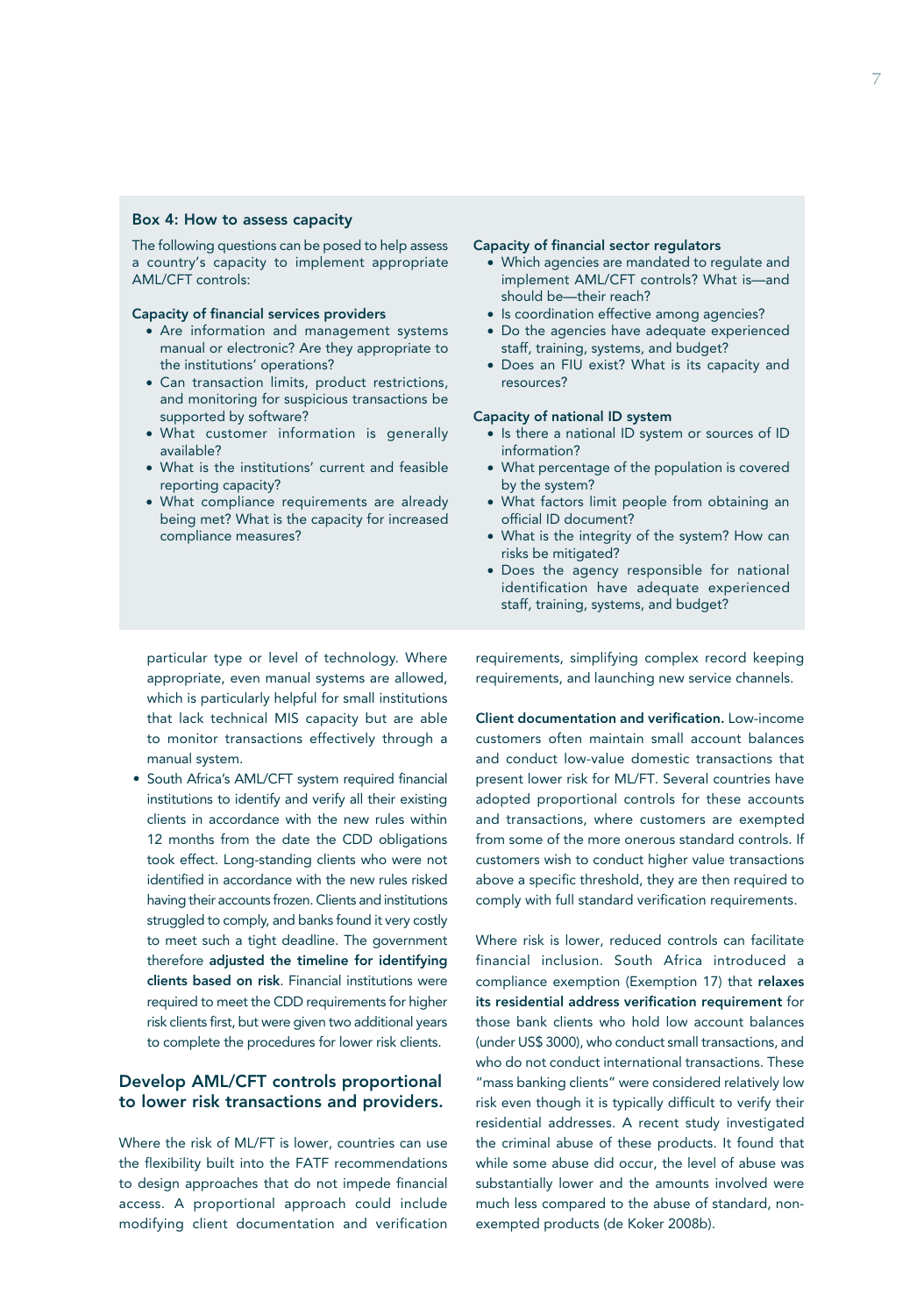### Box 4: How to assess capacity

The following questions can be posed to help assess a country's capacity to implement appropriate AML/CFT controls:

**Capacity of financial services providers**

- Are information and management systems manual or electronic? Are they appropriate to the institutions' operations?
- Can transaction limits, product restrictions, and monitoring for suspicious transactions be supported by software?
- What customer information is generally available?
- What is the institutions' current and feasible reporting capacity?
- What compliance requirements are already being met? What is the capacity for increased compliance measures?

**Capacity of financial sector regulators**

- Which agencies are mandated to regulate and implement AML/CFT controls? What is—and should be—their reach?
- Is coordination effective among agencies?
- Do the agencies have adequate experienced staff, training, systems, and budget?
- Does an FIU exist? What is its capacity and resources?

**Capacity of national ID system**

- Is there a national ID system or sources of ID information?
- What percentage of the population is covered by the system?
- What factors limit people from obtaining an official ID document?
- What is the integrity of the system? How can risks be mitigated?
- Does the agency responsible for national identification have adequate experienced staff, training, systems, and budget?

particular type or level of technology. Where appropriate, even manual systems are allowed, which is particularly helpful for small institutions that lack technical MIS capacity but are able to monitor transactions effectively through a manual system.

- South Africa's AML/CFT system required financial institutions to identify and verify all their existing clients in accordance with the new rules within 12 months from the date the CDD obligations took effect. Long-standing clients who were not identified in accordance with the new rules risked having their accounts frozen. Clients and institutions struggled to comply, and banks found it very costly to meet such a tight deadline. The government therefore **adjusted the timeline for identifying clients based on risk**. Financial institutions were required to meet the CDD requirements for higher risk clients first, but were given two additional years to complete the procedures for lower risk clients.

## Develop AML/CFT controls proportional to lower risk transactions and providers.

Where the risk of ML/FT is lower, countries can use the flexibility built into the FATF recommendations to design approaches that do not impede financial access. A proportional approach could include modifying client documentation and verification requirements, simplifying complex record keeping requirements, and launching new service channels.

**Client documentation and verification.** Low-income customers often maintain small account balances and conduct low-value domestic transactions that present lower risk for ML/FT. Several countries have adopted proportional controls for these accounts and transactions, where customers are exempted from some of the more onerous standard controls. If customers wish to conduct higher value transactions above a specific threshold, they are then required to comply with full standard verification requirements.

Where risk is lower, reduced controls can facilitate financial inclusion. South Africa introduced a compliance exemption (Exemption 17) that **relaxes its residential address verification requirement** for those bank clients who hold low account balances (under US$ 3000), who conduct small transactions, and who do not conduct international transactions. These "mass banking clients" were considered relatively low risk even though it is typically difficult to verify their residential addresses. A recent study investigated the criminal abuse of these products. It found that while some abuse did occur, the level of abuse was substantially lower and the amounts involved were much less compared to the abuse of standard, non-exempted products (de Koker 2008b).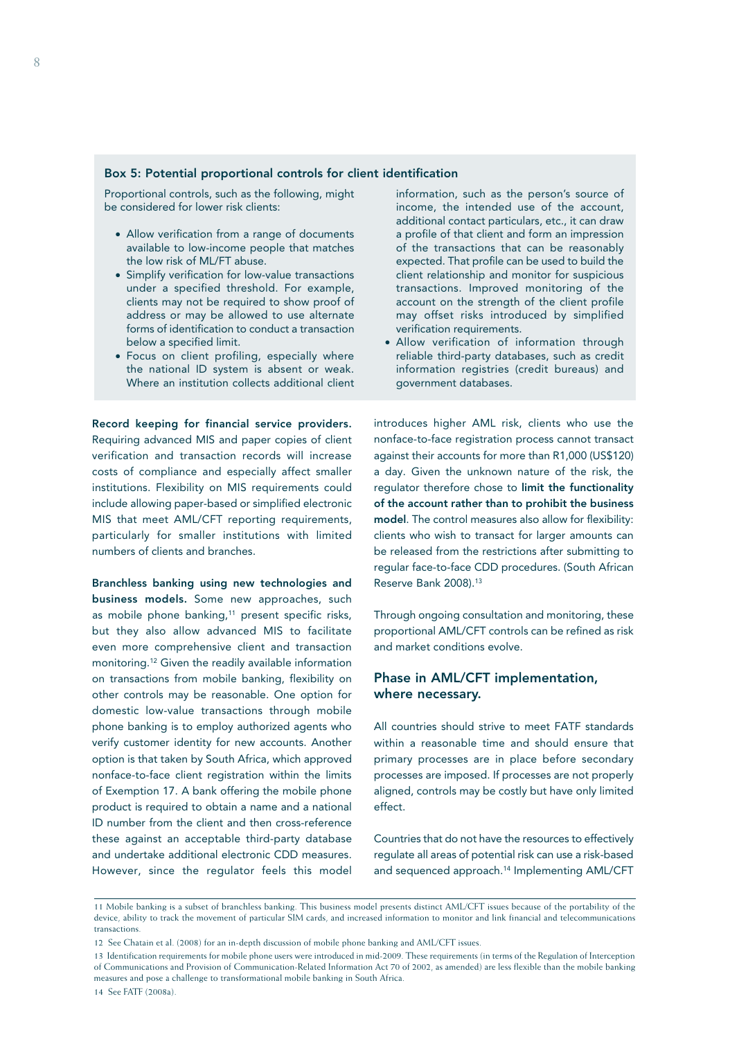### Box 5: Potential proportional controls for client identification

Proportional controls, such as the following, might be considered for lower risk clients:

- Allow verification from a range of documents available to low-income people that matches the low risk of ML/FT abuse.
- Simplify verification for low-value transactions under a specified threshold. For example, clients may not be required to show proof of address or may be allowed to use alternate forms of identification to conduct a transaction below a specified limit.
- Focus on client profiling, especially where the national ID system is absent or weak. Where an institution collects additional client information, such as the person's source of income, the intended use of the account, additional contact particulars, etc., it can draw a profile of that client and form an impression of the transactions that can be reasonably expected. That profile can be used to build the client relationship and monitor for suspicious transactions. Improved monitoring of the account on the strength of the client profile may offset risks introduced by simplified verification requirements.
- Allow verification of information through reliable third-party databases, such as credit information registries (credit bureaus) and government databases.

**Record keeping for financial service providers.** Requiring advanced MIS and paper copies of client verification and transaction records will increase costs of compliance and especially affect smaller institutions. Flexibility on MIS requirements could include allowing paper-based or simplified electronic MIS that meet AML/CFT reporting requirements, particularly for smaller institutions with limited numbers of clients and branches.

**Branchless banking using new technologies and business models.** Some new approaches, such as mobile phone banking,[11] present specific risks, but they also allow advanced MIS to facilitate even more comprehensive client and transaction monitoring.[12] Given the readily available information on transactions from mobile banking, flexibility on other controls may be reasonable. One option for domestic low-value transactions through mobile phone banking is to employ authorized agents who verify customer identity for new accounts. Another option is that taken by South Africa, which approved nonface-to-face client registration within the limits of Exemption 17. A bank offering the mobile phone product is required to obtain a name and a national ID number from the client and then cross-reference these against an acceptable third-party database and undertake additional electronic CDD measures. However, since the regulator feels this model introduces higher AML risk, clients who use the nonface-to-face registration process cannot transact against their accounts for more than R1,000 (US$120) a day. Given the unknown nature of the risk, the regulator therefore chose to **limit the functionality of the account rather than to prohibit the business model**. The control measures also allow for flexibility: clients who wish to transact for larger amounts can be released from the restrictions after submitting to regular face-to-face CDD procedures. (South African Reserve Bank 2008).[13]

Through ongoing consultation and monitoring, these proportional AML/CFT controls can be refined as risk and market conditions evolve.

## Phase in AML/CFT implementation, where necessary.

All countries should strive to meet FATF standards within a reasonable time and should ensure that primary processes are in place before secondary processes are imposed. If processes are not properly aligned, controls may be costly but have only limited effect.

Countries that do not have the resources to effectively regulate all areas of potential risk can use a risk-based and sequenced approach.[14] Implementing AML/CFT

---

11 Mobile banking is a subset of branchless banking. This business model presents distinct AML/CFT issues because of the portability of the device, ability to track the movement of particular SIM cards, and increased information to monitor and link financial and telecommunications transactions.

12 See Chatain et al. (2008) for an in-depth discussion of mobile phone banking and AML/CFT issues.

13 Identification requirements for mobile phone users were introduced in mid-2009. These requirements (in terms of the Regulation of Interception of Communications and Provision of Communication-Related Information Act 70 of 2002, as amended) are less flexible than the mobile banking measures and pose a challenge to transformational mobile banking in South Africa.

14 See FATF (2008a).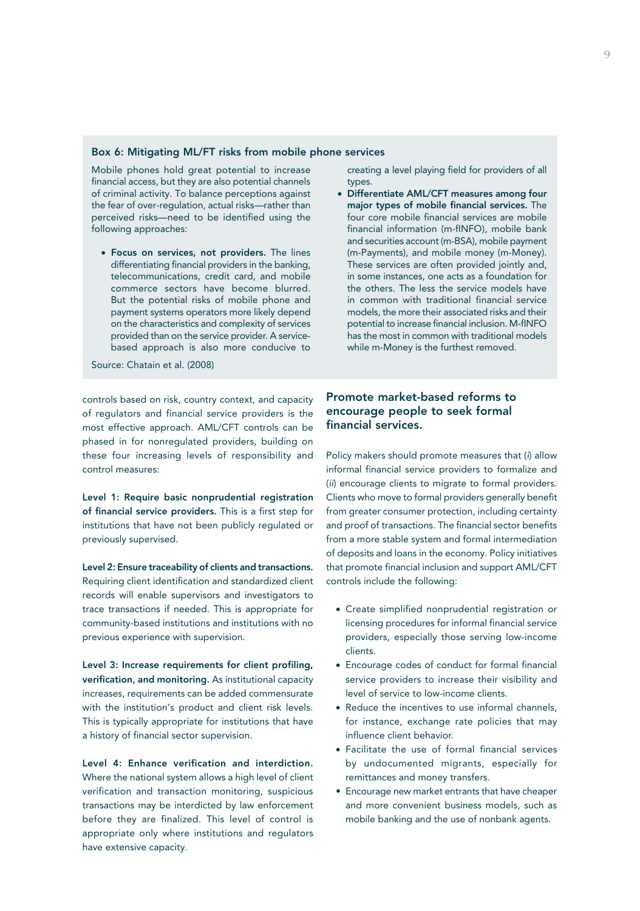### Box 6: Mitigating ML/FT risks from mobile phone services

Mobile phones hold great potential to increase financial access, but they are also potential channels of criminal activity. To balance perceptions against the fear of over-regulation, actual risks—rather than perceived risks—need to be identified using the following approaches:

- **Focus on services, not providers.** The lines differentiating financial providers in the banking, telecommunications, credit card, and mobile commerce sectors have become blurred. But the potential risks of mobile phone and payment systems operators more likely depend on the characteristics and complexity of services provided than on the service provider. A service-based approach is also more conducive to creating a level playing field for providers of all types.
- **Differentiate AML/CFT measures among four major types of mobile financial services.** The four core mobile financial services are mobile financial information (m-fINFO), mobile bank and securities account (m-BSA), mobile payment (m-Payments), and mobile money (m-Money). These services are often provided jointly and, in some instances, one acts as a foundation for the others. The less the service models have in common with traditional financial service models, the more their associated risks and their potential to increase financial inclusion. M-fINFO has the most in common with traditional models while m-Money is the furthest removed.

Source: Chatain et al. (2008)

controls based on risk, country context, and capacity of regulators and financial service providers is the most effective approach. AML/CFT controls can be phased in for nonregulated providers, building on these four increasing levels of responsibility and control measures:

**Level 1: Require basic nonprudential registration of financial service providers.** This is a first step for institutions that have not been publicly regulated or previously supervised.

**Level 2: Ensure traceability of clients and transactions.** Requiring client identification and standardized client records will enable supervisors and investigators to trace transactions if needed. This is appropriate for community-based institutions and institutions with no previous experience with supervision.

**Level 3: Increase requirements for client profiling, verification, and monitoring.** As institutional capacity increases, requirements can be added commensurate with the institution's product and client risk levels. This is typically appropriate for institutions that have a history of financial sector supervision.

**Level 4: Enhance verification and interdiction.** Where the national system allows a high level of client verification and transaction monitoring, suspicious transactions may be interdicted by law enforcement before they are finalized. This level of control is appropriate only where institutions and regulators have extensive capacity.

## Promote market-based reforms to encourage people to seek formal financial services.

Policy makers should promote measures that (*i*) allow informal financial service providers to formalize and (*ii*) encourage clients to migrate to formal providers. Clients who move to formal providers generally benefit from greater consumer protection, including certainty and proof of transactions. The financial sector benefits from a more stable system and formal intermediation of deposits and loans in the economy. Policy initiatives that promote financial inclusion and support AML/CFT controls include the following:

- Create simplified nonprudential registration or licensing procedures for informal financial service providers, especially those serving low-income clients.
- Encourage codes of conduct for formal financial service providers to increase their visibility and level of service to low-income clients.
- Reduce the incentives to use informal channels, for instance, exchange rate policies that may influence client behavior.
- Facilitate the use of formal financial services by undocumented migrants, especially for remittances and money transfers.
- Encourage new market entrants that have cheaper and more convenient business models, such as mobile banking and the use of nonbank agents.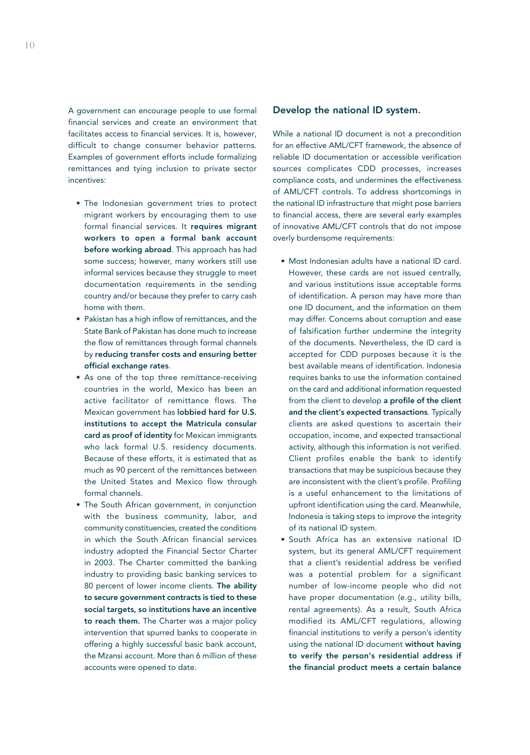A government can encourage people to use formal financial services and create an environment that facilitates access to financial services. It is, however, difficult to change consumer behavior patterns. Examples of government efforts include formalizing remittances and tying inclusion to private sector incentives:

- The Indonesian government tries to protect migrant workers by encouraging them to use formal financial services. It **requires migrant workers to open a formal bank account before working abroad**. This approach has had some success; however, many workers still use informal services because they struggle to meet documentation requirements in the sending country and/or because they prefer to carry cash home with them.
- Pakistan has a high inflow of remittances, and the State Bank of Pakistan has done much to increase the flow of remittances through formal channels by **reducing transfer costs and ensuring better official exchange rates**.
- As one of the top three remittance-receiving countries in the world, Mexico has been an active facilitator of remittance flows. The Mexican government has **lobbied hard for U.S. institutions to accept the Matricula consular card as proof of identity** for Mexican immigrants who lack formal U.S. residency documents. Because of these efforts, it is estimated that as much as 90 percent of the remittances between the United States and Mexico flow through formal channels.
- The South African government, in conjunction with the business community, labor, and community constituencies, created the conditions in which the South African financial services industry adopted the Financial Sector Charter in 2003. The Charter committed the banking industry to providing basic banking services to 80 percent of lower income clients. **The ability to secure government contracts is tied to these social targets, so institutions have an incentive to reach them.** The Charter was a major policy intervention that spurred banks to cooperate in offering a highly successful basic bank account, the Mzansi account. More than 6 million of these accounts were opened to date.

### Develop the national ID system.

While a national ID document is not a precondition for an effective AML/CFT framework, the absence of reliable ID documentation or accessible verification sources complicates CDD processes, increases compliance costs, and undermines the effectiveness of AML/CFT controls. To address shortcomings in the national ID infrastructure that might pose barriers to financial access, there are several early examples of innovative AML/CFT controls that do not impose overly burdensome requirements:

- Most Indonesian adults have a national ID card. However, these cards are not issued centrally, and various institutions issue acceptable forms of identification. A person may have more than one ID document, and the information on them may differ. Concerns about corruption and ease of falsification further undermine the integrity of the documents. Nevertheless, the ID card is accepted for CDD purposes because it is the best available means of identification. Indonesia requires banks to use the information contained on the card and additional information requested from the client to develop **a profile of the client and the client's expected transactions**. Typically clients are asked questions to ascertain their occupation, income, and expected transactional activity, although this information is not verified. Client profiles enable the bank to identify transactions that may be suspicious because they are inconsistent with the client's profile. Profiling is a useful enhancement to the limitations of upfront identification using the card. Meanwhile, Indonesia is taking steps to improve the integrity of its national ID system.
- South Africa has an extensive national ID system, but its general AML/CFT requirement that a client's residential address be verified was a potential problem for a significant number of low-income people who did not have proper documentation (e.g., utility bills, rental agreements). As a result, South Africa modified its AML/CFT regulations, allowing financial institutions to verify a person's identity using the national ID document **without having to verify the person's residential address if the financial product meets a certain balance**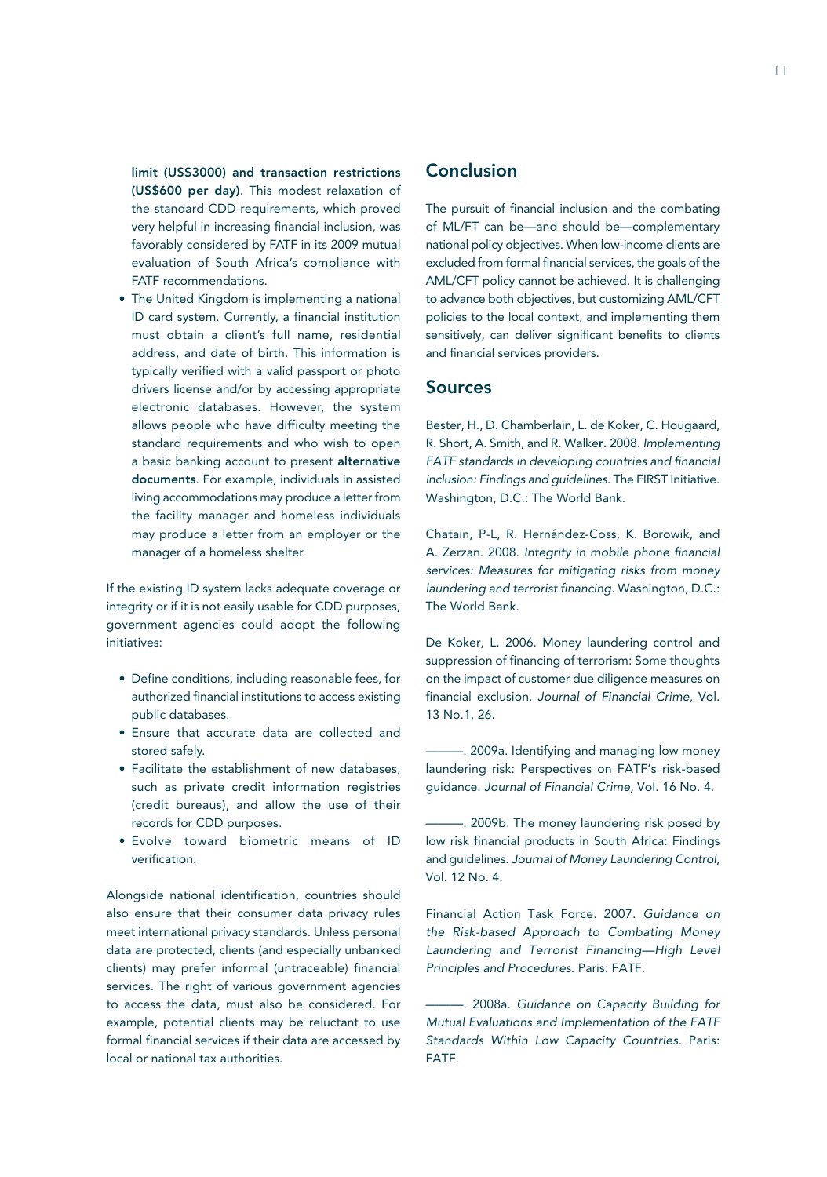limit (US$3000) and transaction restrictions (US$600 per day)**. This modest relaxation of the standard CDD requirements, which proved very helpful in increasing financial inclusion, was favorably considered by FATF in its 2009 mutual evaluation of South Africa's compliance with FATF recommendations.

- The United Kingdom is implementing a national ID card system. Currently, a financial institution must obtain a client's full name, residential address, and date of birth. This information is typically verified with a valid passport or photo drivers license and/or by accessing appropriate electronic databases. However, the system allows people who have difficulty meeting the standard requirements and who wish to open a basic banking account to present **alternative documents**. For example, individuals in assisted living accommodations may produce a letter from the facility manager and homeless individuals may produce a letter from an employer or the manager of a homeless shelter.

If the existing ID system lacks adequate coverage or integrity or if it is not easily usable for CDD purposes, government agencies could adopt the following initiatives:

- Define conditions, including reasonable fees, for authorized financial institutions to access existing public databases.
- Ensure that accurate data are collected and stored safely.
- Facilitate the establishment of new databases, such as private credit information registries (credit bureaus), and allow the use of their records for CDD purposes.
- Evolve toward biometric means of ID verification.

Alongside national identification, countries should also ensure that their consumer data privacy rules meet international privacy standards. Unless personal data are protected, clients (and especially unbanked clients) may prefer informal (untraceable) financial services. The right of various government agencies to access the data, must also be considered. For example, potential clients may be reluctant to use formal financial services if their data are accessed by local or national tax authorities.

## Conclusion

The pursuit of financial inclusion and the combating of ML/FT can be—and should be—complementary national policy objectives. When low-income clients are excluded from formal financial services, the goals of the AML/CFT policy cannot be achieved. It is challenging to advance both objectives, but customizing AML/CFT policies to the local context, and implementing them sensitively, can deliver significant benefits to clients and financial services providers.

## Sources

Bester, H., D. Chamberlain, L. de Koker, C. Hougaard, R. Short, A. Smith, and R. Walker. 2008. *Implementing FATF standards in developing countries and financial inclusion: Findings and guidelines.* The FIRST Initiative. Washington, D.C.: The World Bank.

Chatain, P-L, R. Hernández-Coss, K. Borowik, and A. Zerzan. 2008. *Integrity in mobile phone financial services: Measures for mitigating risks from money laundering and terrorist financing.* Washington, D.C.: The World Bank.

De Koker, L. 2006. Money laundering control and suppression of financing of terrorism: Some thoughts on the impact of customer due diligence measures on financial exclusion. *Journal of Financial Crime*, Vol. 13 No.1, 26.

———. 2009a. Identifying and managing low money laundering risk: Perspectives on FATF's risk-based guidance. *Journal of Financial Crime*, Vol. 16 No. 4.

———. 2009b. The money laundering risk posed by low risk financial products in South Africa: Findings and guidelines. *Journal of Money Laundering Control*, Vol. 12 No. 4.

Financial Action Task Force. 2007. *Guidance on the Risk-based Approach to Combating Money Laundering and Terrorist Financing—High Level Principles and Procedures.* Paris: FATF.

———. 2008a. *Guidance on Capacity Building for Mutual Evaluations and Implementation of the FATF Standards Within Low Capacity Countries.* Paris: FATF.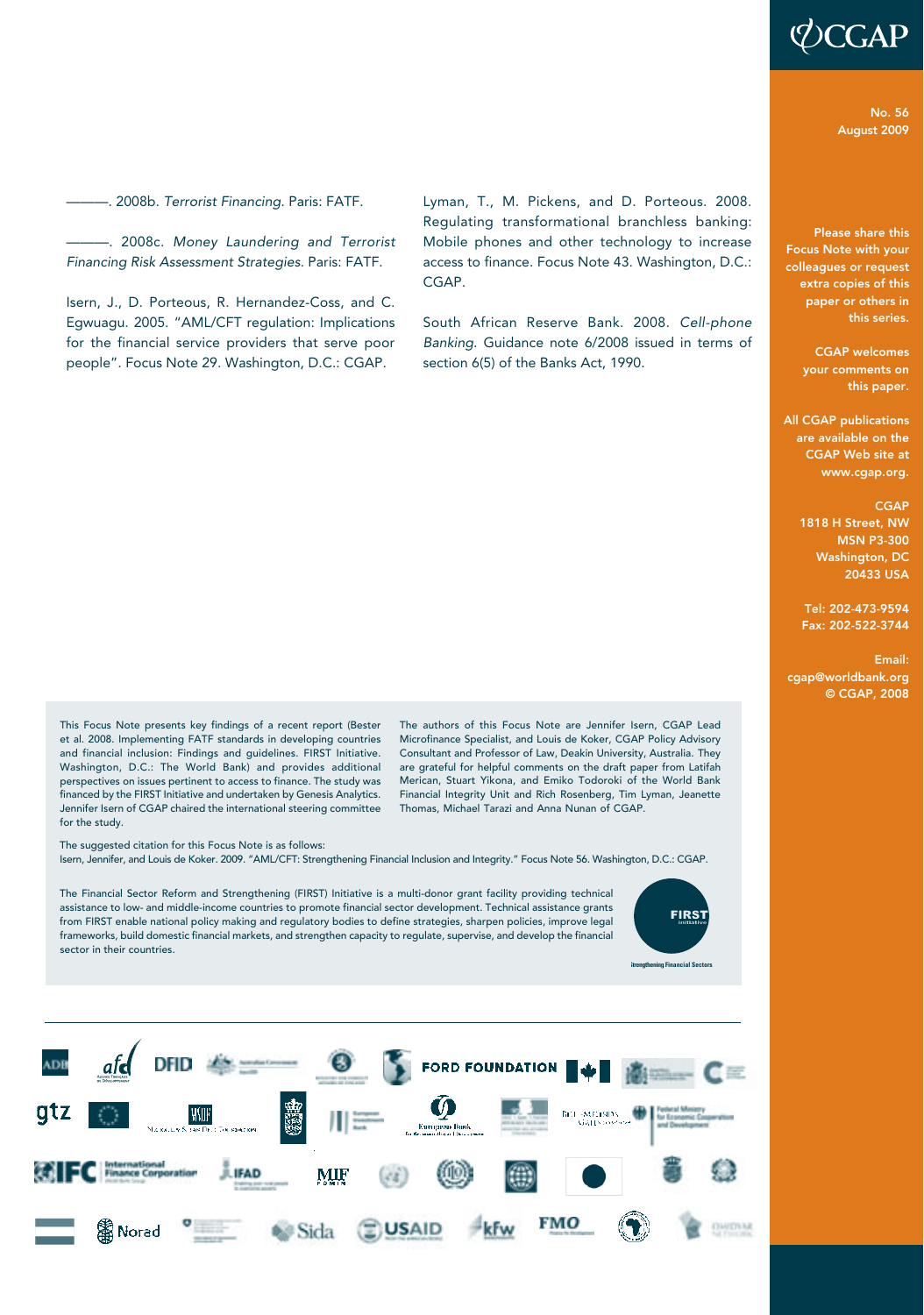———. 2008b. *Terrorist Financing*. Paris: FATF.

———. 2008c. *Money Laundering and Terrorist Financing Risk Assessment Strategies*. Paris: FATF.

Isern, J., D. Porteous, R. Hernandez-Coss, and C. Egwuagu. 2005. "AML/CFT regulation: Implications for the financial service providers that serve poor people". Focus Note 29. Washington, D.C.: CGAP.

Lyman, T., M. Pickens, and D. Porteous. 2008. Regulating transformational branchless banking: Mobile phones and other technology to increase access to finance. Focus Note 43. Washington, D.C.: CGAP.

South African Reserve Bank. 2008. *Cell-phone Banking*. Guidance note 6/2008 issued in terms of section 6(5) of the Banks Act, 1990.

This Focus Note presents key findings of a recent report (Bester et al. 2008. Implementing FATF standards in developing countries and financial inclusion: Findings and guidelines. FIRST Initiative. Washington, D.C.: The World Bank) and provides additional perspectives on issues pertinent to access to finance. The study was financed by the FIRST Initiative and undertaken by Genesis Analytics. Jennifer Isern of CGAP chaired the international steering committee for the study.

The authors of this Focus Note are Jennifer Isern, CGAP Lead Microfinance Specialist, and Louis de Koker, CGAP Policy Advisory Consultant and Professor of Law, Deakin University, Australia. They are grateful for helpful comments on the draft paper from Latifah Merican, Stuart Yikona, and Emiko Todoroki of the World Bank Financial Integrity Unit and Rich Rosenberg, Tim Lyman, Jeanette Thomas, Michael Tarazi and Anna Nunan of CGAP.

The suggested citation for this Focus Note is as follows:
Isern, Jennifer, and Louis de Koker. 2009. "AML/CFT: Strengthening Financial Inclusion and Integrity." Focus Note 56. Washington, D.C.: CGAP.

The Financial Sector Reform and Strengthening (FIRST) Initiative is a multi-donor grant facility providing technical assistance to low- and middle-income countries to promote financial sector development. Technical assistance grants from FIRST enable national policy making and regulatory bodies to define strategies, sharpen policies, improve legal frameworks, build domestic financial markets, and strengthen capacity to regulate, supervise, and develop the financial sector in their countries.

FIRST Initiative

Strengthening Financial Sectors

CGAP

No. 56
August 2009

**Please share this Focus Note with your colleagues or request extra copies of this paper or others in this series.**

**CGAP welcomes your comments on this paper.**

**All CGAP publications are available on the CGAP Web site at www.cgap.org.**

**CGAP**
**1818 H Street, NW**
**MSN P3-300**
**Washington, DC**
**20433 USA**

**Tel: 202-473-9594**
**Fax: 202-522-3744**

**Email:**
**cgap@worldbank.org**
**© CGAP, 2008**